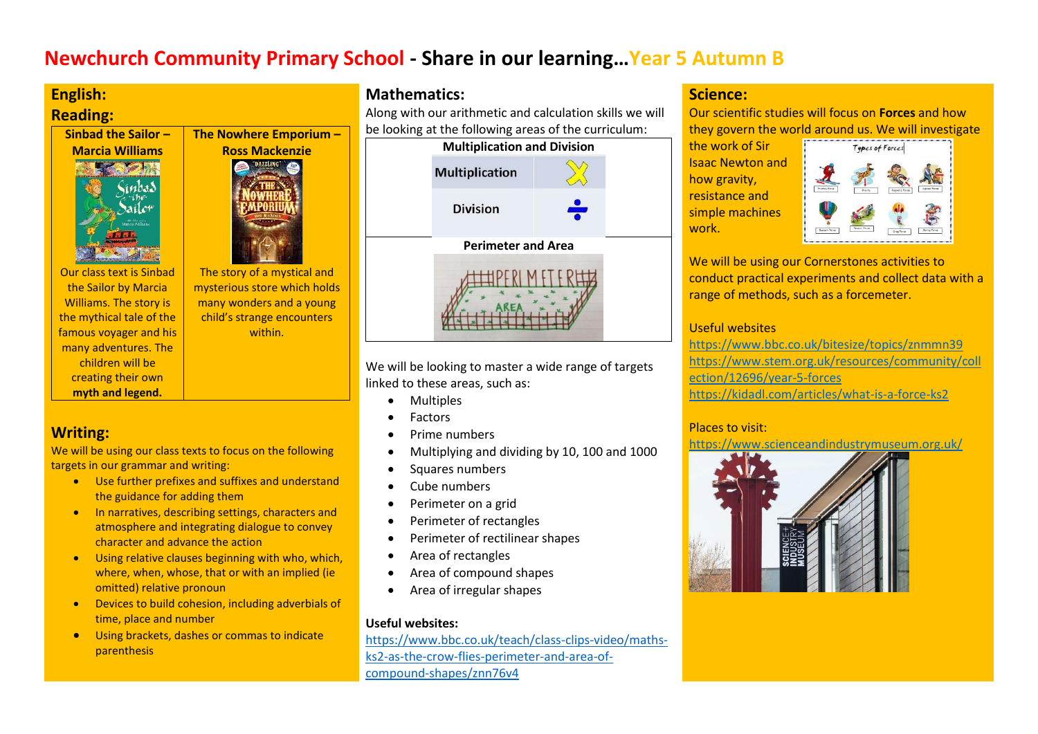# Newchurch Community Primary School - Share in our learning…Year 5 Autumn B

## English:

### Reading:

| Sinbad the Sailor – Marcia Williams | The Nowhere Emporium – Ross Mackenzie |
|---|---|
| Our class text is Sinbad the Sailor by Marcia Williams. The story is the mythical tale of the famous voyager and his many adventures. The children will be creating their own **myth and legend.** | The story of a mystical and mysterious store which holds many wonders and a young child's strange encounters within. |

### Writing:

We will be using our class texts to focus on the following targets in our grammar and writing:

- Use further prefixes and suffixes and understand the guidance for adding them
- In narratives, describing settings, characters and atmosphere and integrating dialogue to convey character and advance the action
- Using relative clauses beginning with who, which, where, when, whose, that or with an implied (ie omitted) relative pronoun
- Devices to build cohesion, including adverbials of time, place and number
- Using brackets, dashes or commas to indicate parenthesis

## Mathematics:

Along with our arithmetic and calculation skills we will be looking at the following areas of the curriculum:

**Multiplication and Division**

- Multiplication
- Division

**Perimeter and Area**

We will be looking to master a wide range of targets linked to these areas, such as:

- Multiples
- Factors
- Prime numbers
- Multiplying and dividing by 10, 100 and 1000
- Squares numbers
- Cube numbers
- Perimeter on a grid
- Perimeter of rectangles
- Perimeter of rectilinear shapes
- Area of rectangles
- Area of compound shapes
- Area of irregular shapes

**Useful websites:**

https://www.bbc.co.uk/teach/class-clips-video/maths-ks2-as-the-crow-flies-perimeter-and-area-of-compound-shapes/znn76v4

## Science:

Our scientific studies will focus on **Forces** and how they govern the world around us. We will investigate the work of Sir Isaac Newton and how gravity, resistance and simple machines work.

We will be using our Cornerstones activities to conduct practical experiments and collect data with a range of methods, such as a forcemeter.

Useful websites

https://www.bbc.co.uk/bitesize/topics/znmmn39

https://www.stem.org.uk/resources/community/collection/12696/year-5-forces

https://kidadl.com/articles/what-is-a-force-ks2

Places to visit:

https://www.scienceandindustrymuseum.org.uk/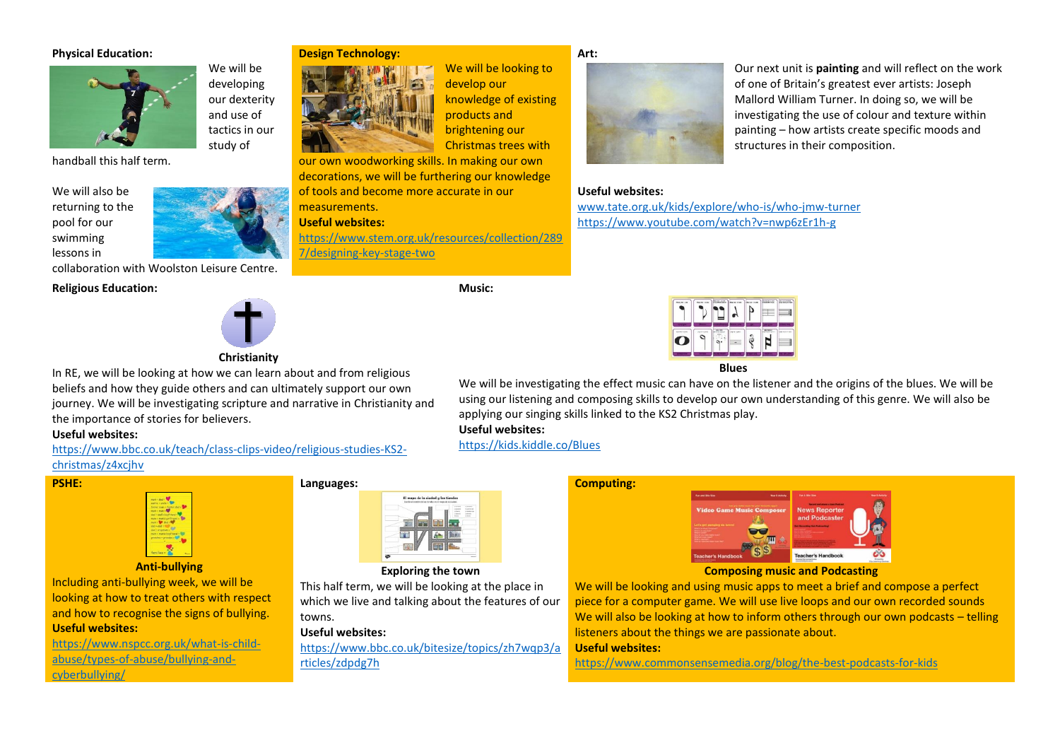## Physical Education:

We will be developing our dexterity and use of tactics in our study of handball this half term.

We will also be returning to the pool for our swimming lessons in collaboration with Woolston Leisure Centre.

## Design Technology:

We will be looking to develop our knowledge of existing products and brightening our Christmas trees with our own woodworking skills. In making our own decorations, we will be furthering our knowledge of tools and become more accurate in our measurements.

**Useful websites:**

https://www.stem.org.uk/resources/collection/2897/designing-key-stage-two

## Art:

Our next unit is **painting** and will reflect on the work of one of Britain's greatest ever artists: Joseph Mallord William Turner. In doing so, we will be investigating the use of colour and texture within painting – how artists create specific moods and structures in their composition.

**Useful websites:**

www.tate.org.uk/kids/explore/who-is/who-jmw-turner

https://www.youtube.com/watch?v=nwp6zEr1h-g

## Religious Education:

**Christianity**

In RE, we will be looking at how we can learn about and from religious beliefs and how they guide others and can ultimately support our own journey. We will be investigating scripture and narrative in Christianity and the importance of stories for believers.

**Useful websites:**

https://www.bbc.co.uk/teach/class-clips-video/religious-studies-KS2-christmas/z4xcjhv

## Music:

**Blues**

We will be investigating the effect music can have on the listener and the origins of the blues. We will be using our listening and composing skills to develop our own understanding of this genre. We will also be applying our singing skills linked to the KS2 Christmas play.

**Useful websites:**

https://kids.kiddle.co/Blues

## PSHE:

**Anti-bullying**

Including anti-bullying week, we will be looking at how to treat others with respect and how to recognise the signs of bullying.

**Useful websites:**

https://www.nspcc.org.uk/what-is-child-abuse/types-of-abuse/bullying-and-cyberbullying/

## Languages:

**Exploring the town**

This half term, we will be looking at the place in which we live and talking about the features of our towns.

**Useful websites:**

https://www.bbc.co.uk/bitesize/topics/zh7wqp3/articles/zdpdg7h

## Computing:

**Composing music and Podcasting**

We will be looking and using music apps to meet a brief and compose a perfect piece for a computer game. We will use live loops and our own recorded sounds We will also be looking at how to inform others through our own podcasts – telling listeners about the things we are passionate about.

**Useful websites:**

https://www.commonsensemedia.org/blog/the-best-podcasts-for-kids